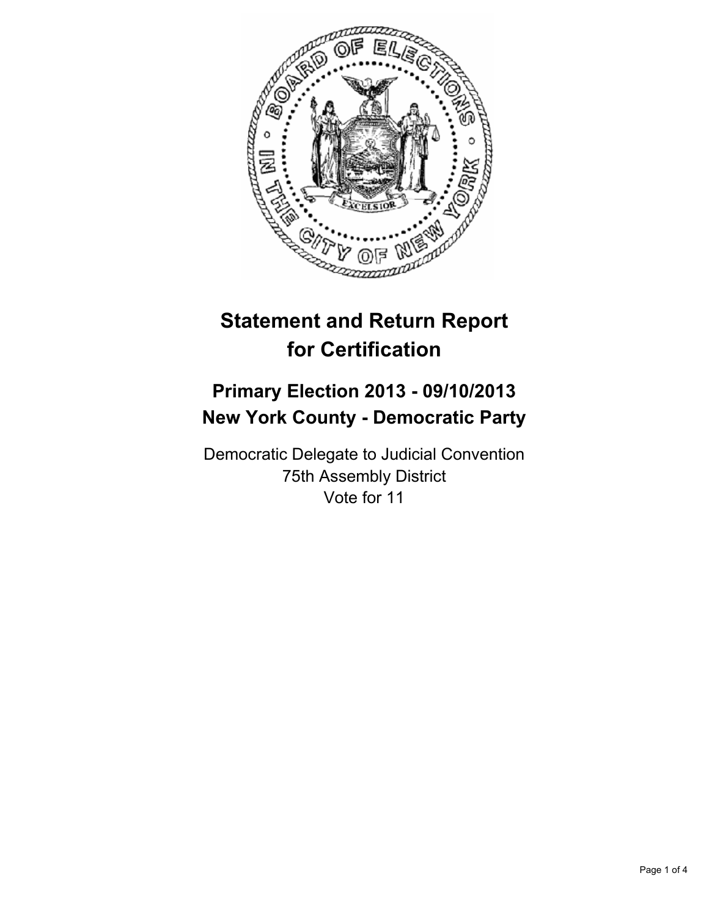# Statement and Return Report for Certification

## Primary Election 2013 - 09/10/2013
## New York County - Democratic Party

Democratic Delegate to Judicial Convention
75th Assembly District
Vote for 11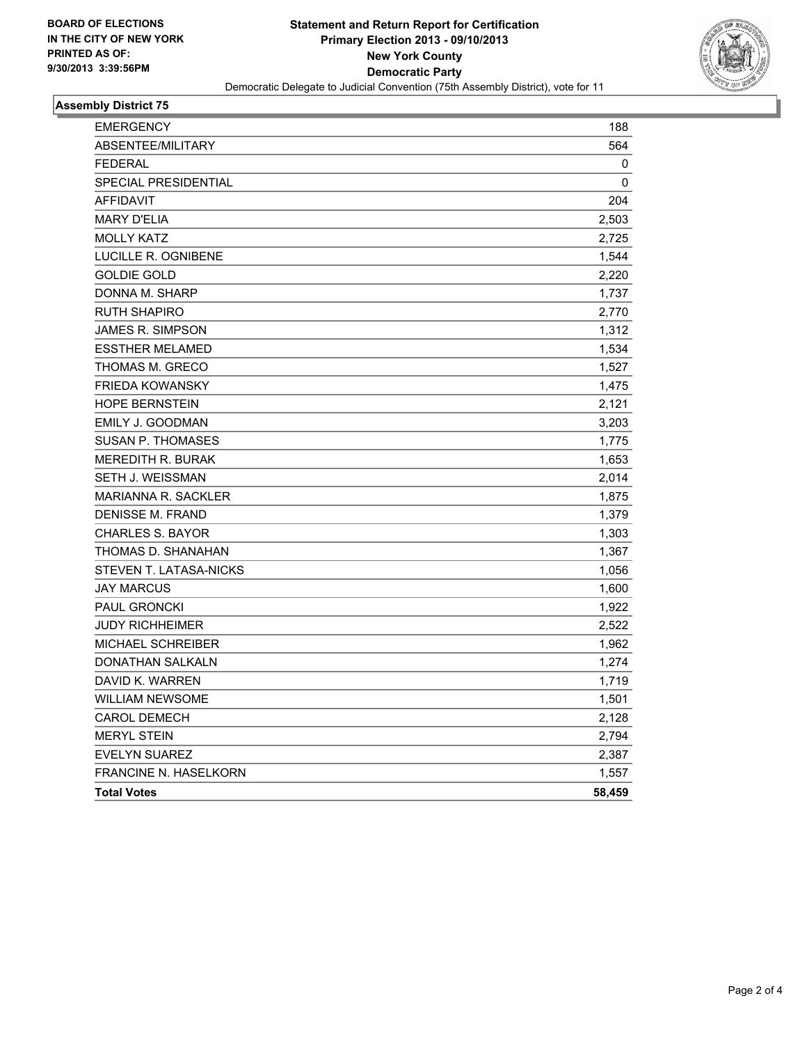BOARD OF ELECTIONS
IN THE CITY OF NEW YORK
PRINTED AS OF:
9/30/2013 3:39:56PM

**Statement and Return Report for Certification**
**Primary Election 2013 - 09/10/2013**
**New York County**
**Democratic Party**
Democratic Delegate to Judicial Convention (75th Assembly District), vote for 11

### Assembly District 75

| | |
|---|---|
| EMERGENCY | 188 |
| ABSENTEE/MILITARY | 564 |
| FEDERAL | 0 |
| SPECIAL PRESIDENTIAL | 0 |
| AFFIDAVIT | 204 |
| MARY D'ELIA | 2,503 |
| MOLLY KATZ | 2,725 |
| LUCILLE R. OGNIBENE | 1,544 |
| GOLDIE GOLD | 2,220 |
| DONNA M. SHARP | 1,737 |
| RUTH SHAPIRO | 2,770 |
| JAMES R. SIMPSON | 1,312 |
| ESSTHER MELAMED | 1,534 |
| THOMAS M. GRECO | 1,527 |
| FRIEDA KOWANSKY | 1,475 |
| HOPE BERNSTEIN | 2,121 |
| EMILY J. GOODMAN | 3,203 |
| SUSAN P. THOMASES | 1,775 |
| MEREDITH R. BURAK | 1,653 |
| SETH J. WEISSMAN | 2,014 |
| MARIANNA R. SACKLER | 1,875 |
| DENISSE M. FRAND | 1,379 |
| CHARLES S. BAYOR | 1,303 |
| THOMAS D. SHANAHAN | 1,367 |
| STEVEN T. LATASA-NICKS | 1,056 |
| JAY MARCUS | 1,600 |
| PAUL GRONCKI | 1,922 |
| JUDY RICHHEIMER | 2,522 |
| MICHAEL SCHREIBER | 1,962 |
| DONATHAN SALKALN | 1,274 |
| DAVID K. WARREN | 1,719 |
| WILLIAM NEWSOME | 1,501 |
| CAROL DEMECH | 2,128 |
| MERYL STEIN | 2,794 |
| EVELYN SUAREZ | 2,387 |
| FRANCINE N. HASELKORN | 1,557 |
| **Total Votes** | **58,459** |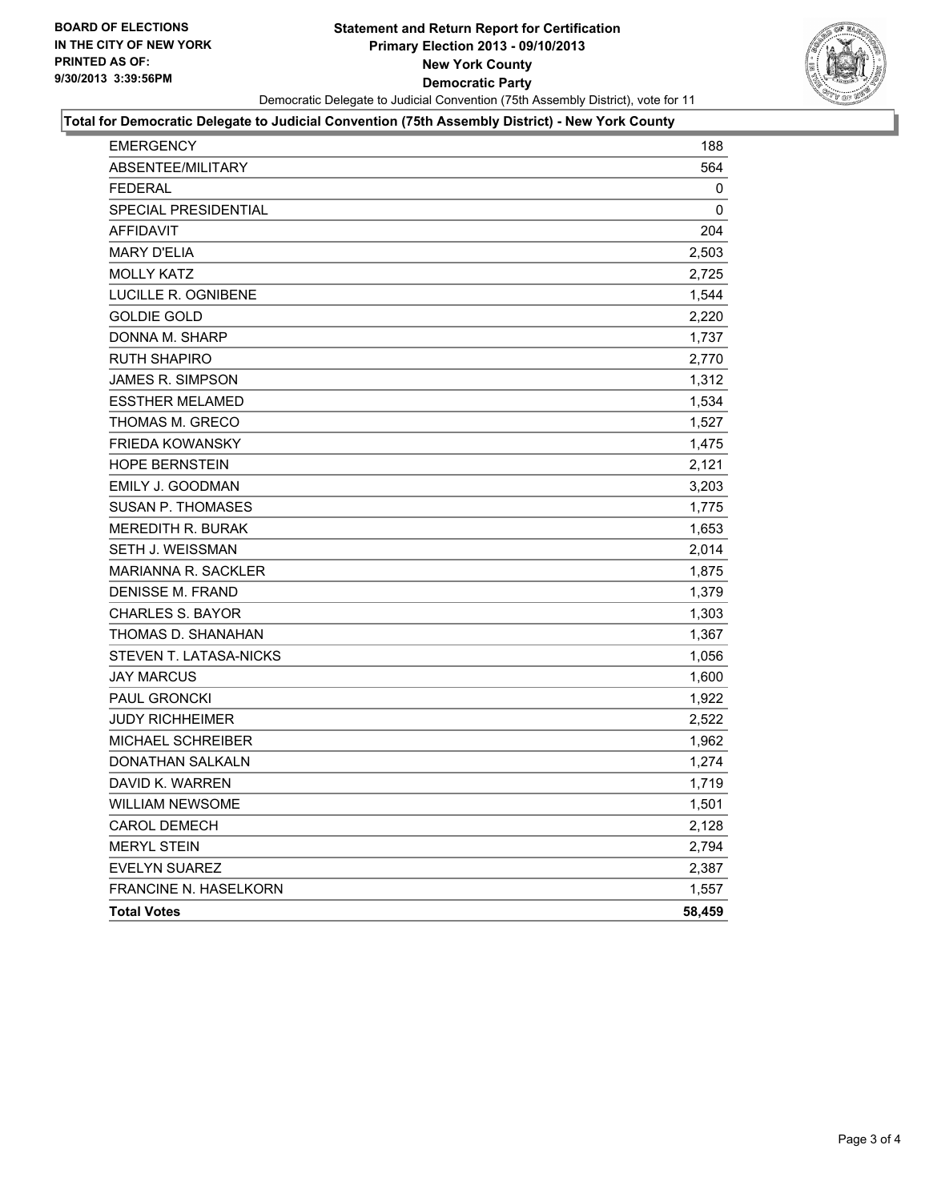BOARD OF ELECTIONS
IN THE CITY OF NEW YORK
PRINTED AS OF:
9/30/2013 3:39:56PM

# Statement and Return Report for Certification
## Primary Election 2013 - 09/10/2013
## New York County
## Democratic Party

Democratic Delegate to Judicial Convention (75th Assembly District), vote for 11

**Total for Democratic Delegate to Judicial Convention (75th Assembly District) - New York County**

| | |
|---|---|
| EMERGENCY | 188 |
| ABSENTEE/MILITARY | 564 |
| FEDERAL | 0 |
| SPECIAL PRESIDENTIAL | 0 |
| AFFIDAVIT | 204 |
| MARY D'ELIA | 2,503 |
| MOLLY KATZ | 2,725 |
| LUCILLE R. OGNIBENE | 1,544 |
| GOLDIE GOLD | 2,220 |
| DONNA M. SHARP | 1,737 |
| RUTH SHAPIRO | 2,770 |
| JAMES R. SIMPSON | 1,312 |
| ESSTHER MELAMED | 1,534 |
| THOMAS M. GRECO | 1,527 |
| FRIEDA KOWANSKY | 1,475 |
| HOPE BERNSTEIN | 2,121 |
| EMILY J. GOODMAN | 3,203 |
| SUSAN P. THOMASES | 1,775 |
| MEREDITH R. BURAK | 1,653 |
| SETH J. WEISSMAN | 2,014 |
| MARIANNA R. SACKLER | 1,875 |
| DENISSE M. FRAND | 1,379 |
| CHARLES S. BAYOR | 1,303 |
| THOMAS D. SHANAHAN | 1,367 |
| STEVEN T. LATASA-NICKS | 1,056 |
| JAY MARCUS | 1,600 |
| PAUL GRONCKI | 1,922 |
| JUDY RICHHEIMER | 2,522 |
| MICHAEL SCHREIBER | 1,962 |
| DONATHAN SALKALN | 1,274 |
| DAVID K. WARREN | 1,719 |
| WILLIAM NEWSOME | 1,501 |
| CAROL DEMECH | 2,128 |
| MERYL STEIN | 2,794 |
| EVELYN SUAREZ | 2,387 |
| FRANCINE N. HASELKORN | 1,557 |
| **Total Votes** | **58,459** |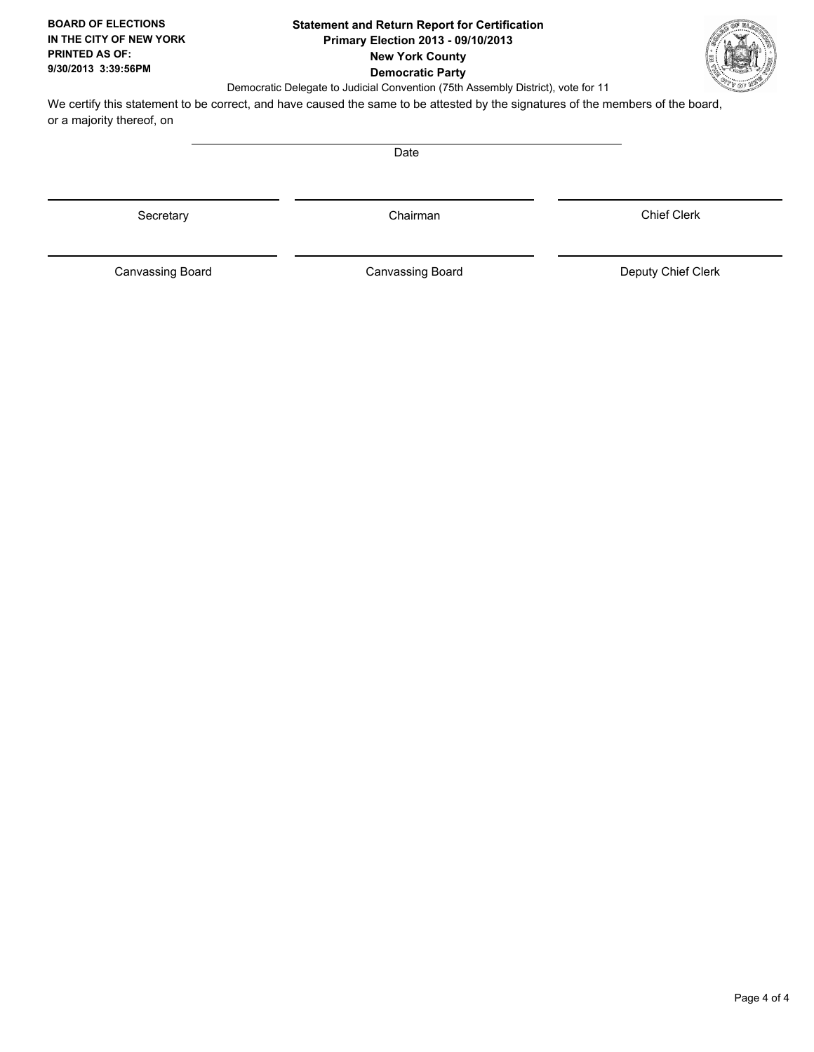**BOARD OF ELECTIONS**
**IN THE CITY OF NEW YORK**
**PRINTED AS OF:**
**9/30/2013 3:39:56PM**

**Statement and Return Report for Certification**
**Primary Election 2013 - 09/10/2013**
**New York County**
**Democratic Party**

Democratic Delegate to Judicial Convention (75th Assembly District), vote for 11

We certify this statement to be correct, and have caused the same to be attested by the signatures of the members of the board, or a majority thereof, on

_______________________________________________
Date

| | | |
|---|---|---|
| Secretary | Chairman | Chief Clerk |
| Canvassing Board | Canvassing Board | Deputy Chief Clerk |